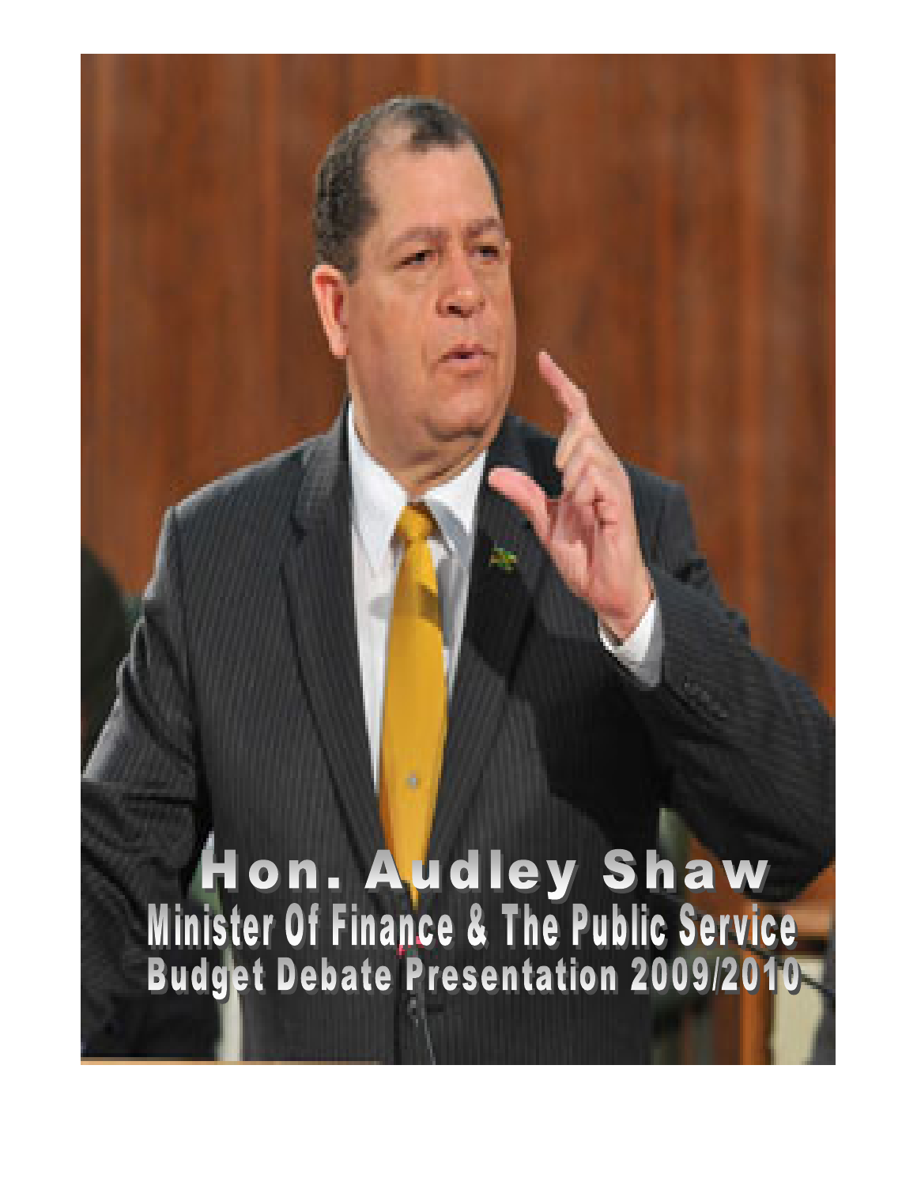# Hon. Audley Shaw

## Minister Of Finance & The Public Service

## Budget Debate Presentation 2009/2010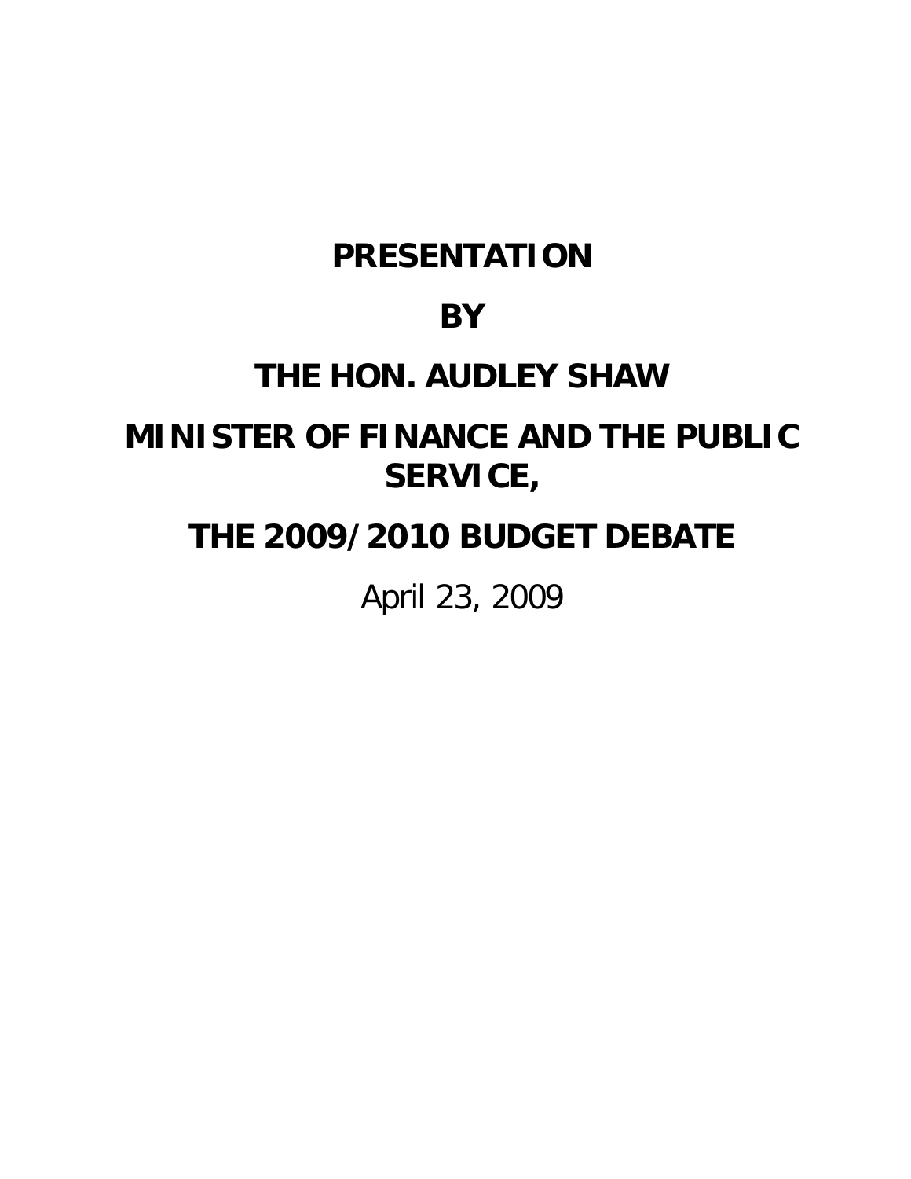# PRESENTATION

# BY

# THE HON. AUDLEY SHAW

# MINISTER OF FINANCE AND THE PUBLIC SERVICE,

# THE 2009/2010 BUDGET DEBATE

April 23, 2009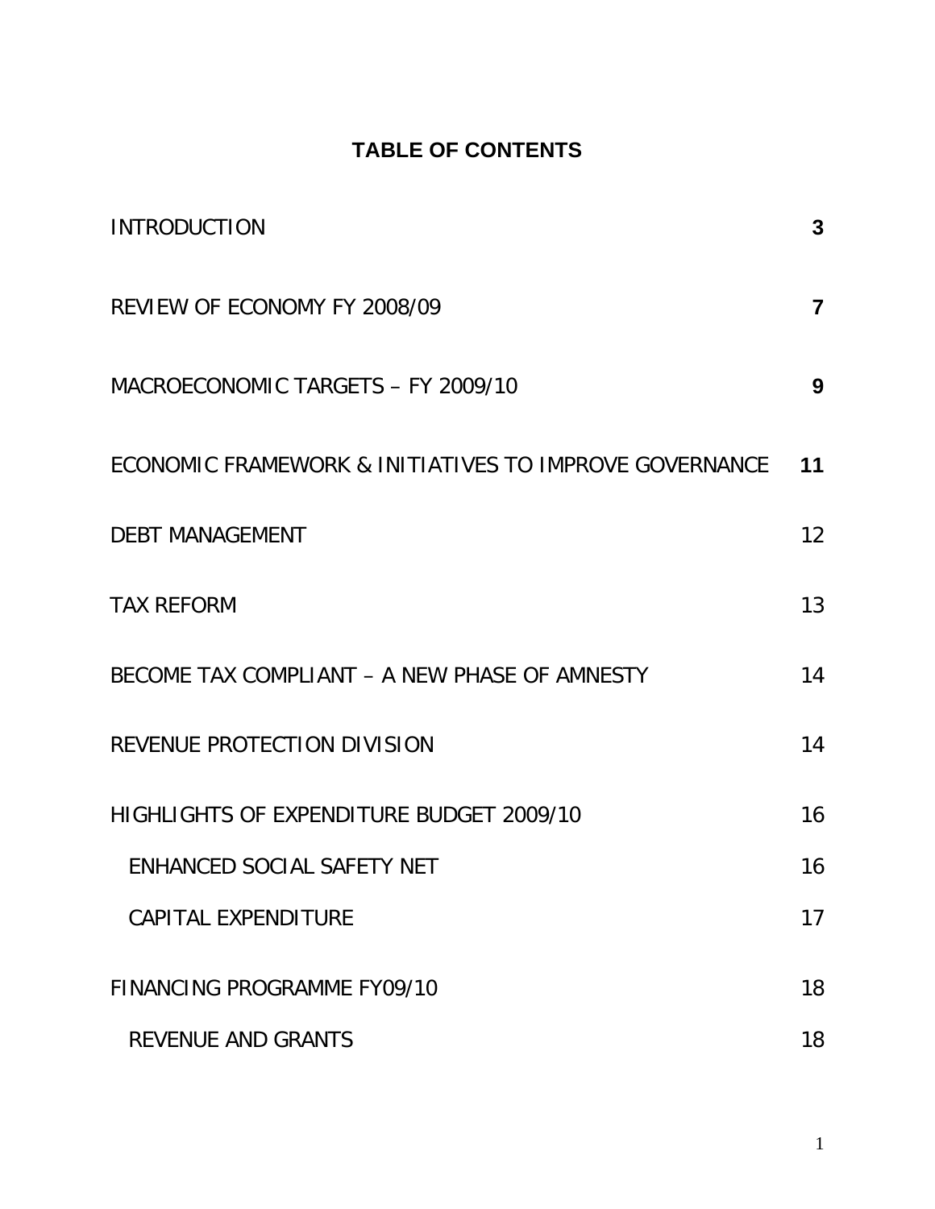# TABLE OF CONTENTS

| | |
|---|---|
| INTRODUCTION | **3** |
| REVIEW OF ECONOMY FY 2008/09 | **7** |
| MACROECONOMIC TARGETS – FY 2009/10 | **9** |
| ECONOMIC FRAMEWORK & INITIATIVES TO IMPROVE GOVERNANCE | **11** |
| DEBT MANAGEMENT | 12 |
| TAX REFORM | 13 |
| BECOME TAX COMPLIANT – A NEW PHASE OF AMNESTY | 14 |
| REVENUE PROTECTION DIVISION | 14 |
| HIGHLIGHTS OF EXPENDITURE BUDGET 2009/10 | 16 |
| ENHANCED SOCIAL SAFETY NET | 16 |
| CAPITAL EXPENDITURE | 17 |
| FINANCING PROGRAMME FY09/10 | 18 |
| REVENUE AND GRANTS | 18 |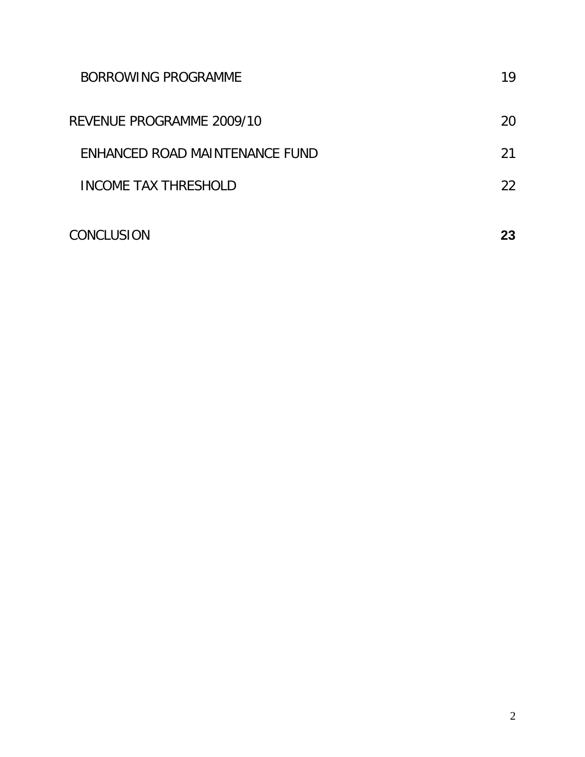BORROWING PROGRAMME 19

REVENUE PROGRAMME 2009/10 20

ENHANCED ROAD MAINTENANCE FUND 21

INCOME TAX THRESHOLD 22

CONCLUSION **23**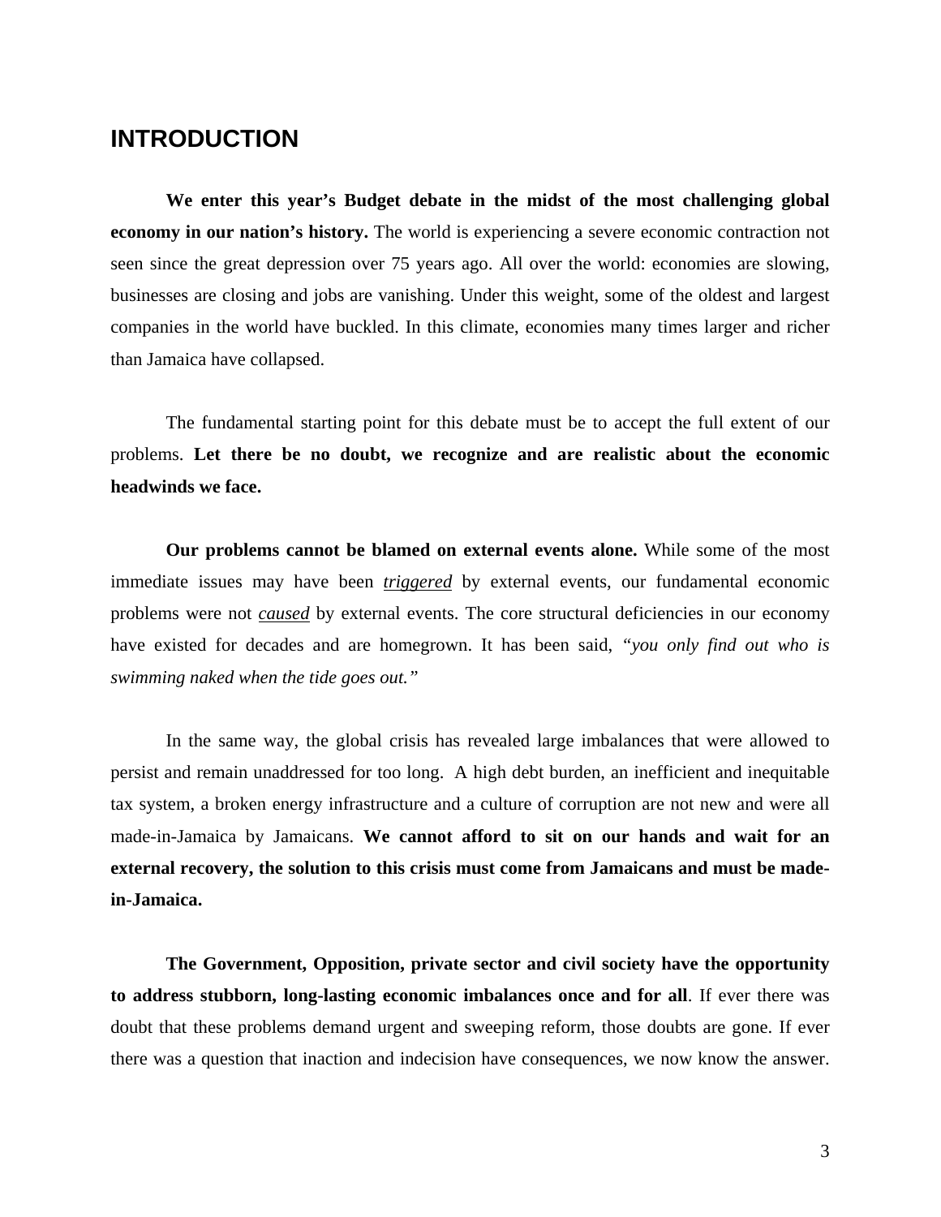## INTRODUCTION

**We enter this year's Budget debate in the midst of the most challenging global economy in our nation's history.** The world is experiencing a severe economic contraction not seen since the great depression over 75 years ago. All over the world: economies are slowing, businesses are closing and jobs are vanishing. Under this weight, some of the oldest and largest companies in the world have buckled. In this climate, economies many times larger and richer than Jamaica have collapsed.

The fundamental starting point for this debate must be to accept the full extent of our problems. **Let there be no doubt, we recognize and are realistic about the economic headwinds we face.**

**Our problems cannot be blamed on external events alone.** While some of the most immediate issues may have been <u>***triggered***</u> by external events, our fundamental economic problems were not <u>*caused*</u> by external events. The core structural deficiencies in our economy have existed for decades and are homegrown. It has been said, *"you only find out who is swimming naked when the tide goes out."*

In the same way, the global crisis has revealed large imbalances that were allowed to persist and remain unaddressed for too long. A high debt burden, an inefficient and inequitable tax system, a broken energy infrastructure and a culture of corruption are not new and were all made-in-Jamaica by Jamaicans. **We cannot afford to sit on our hands and wait for an external recovery, the solution to this crisis must come from Jamaicans and must be made-in-Jamaica.**

**The Government, Opposition, private sector and civil society have the opportunity to address stubborn, long-lasting economic imbalances once and for all**. If ever there was doubt that these problems demand urgent and sweeping reform, those doubts are gone. If ever there was a question that inaction and indecision have consequences, we now know the answer.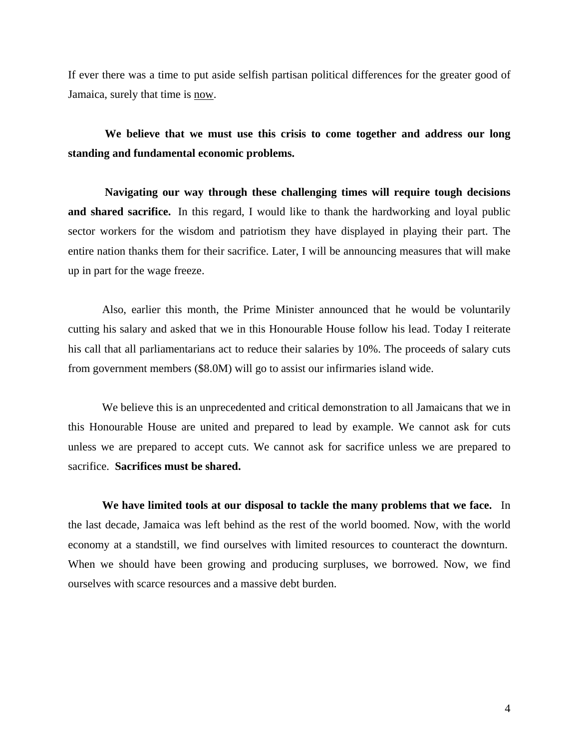If ever there was a time to put aside selfish partisan political differences for the greater good of Jamaica, surely that time is <u>now</u>.

**We believe that we must use this crisis to come together and address our long standing and fundamental economic problems.**

**Navigating our way through these challenging times will require tough decisions and shared sacrifice.** In this regard, I would like to thank the hardworking and loyal public sector workers for the wisdom and patriotism they have displayed in playing their part. The entire nation thanks them for their sacrifice. Later, I will be announcing measures that will make up in part for the wage freeze.

Also, earlier this month, the Prime Minister announced that he would be voluntarily cutting his salary and asked that we in this Honourable House follow his lead. Today I reiterate his call that all parliamentarians act to reduce their salaries by 10%. The proceeds of salary cuts from government members ($8.0M) will go to assist our infirmaries island wide.

We believe this is an unprecedented and critical demonstration to all Jamaicans that we in this Honourable House are united and prepared to lead by example. We cannot ask for cuts unless we are prepared to accept cuts. We cannot ask for sacrifice unless we are prepared to sacrifice. **Sacrifices must be shared.**

**We have limited tools at our disposal to tackle the many problems that we face.** In the last decade, Jamaica was left behind as the rest of the world boomed. Now, with the world economy at a standstill, we find ourselves with limited resources to counteract the downturn. When we should have been growing and producing surpluses, we borrowed. Now, we find ourselves with scarce resources and a massive debt burden.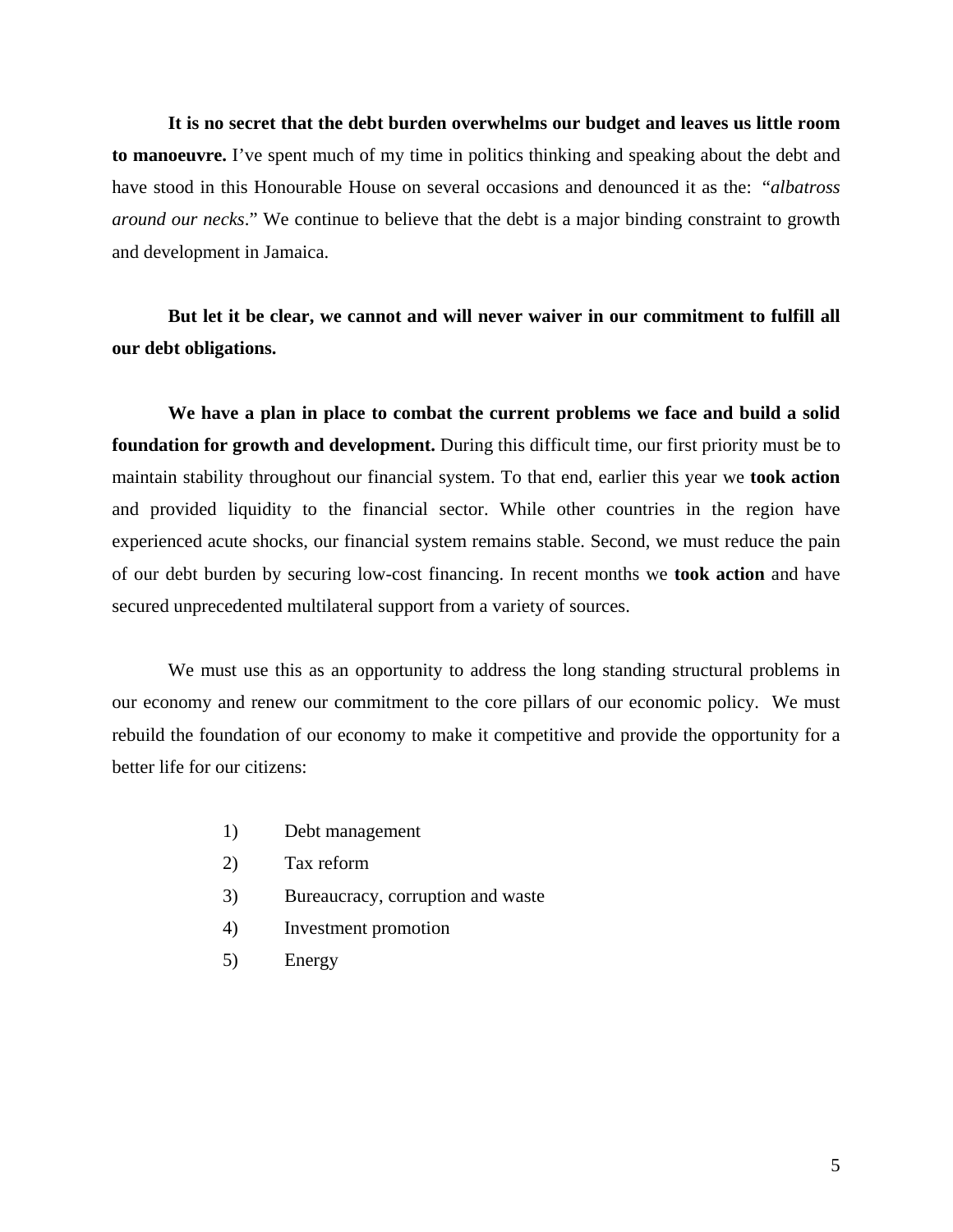**It is no secret that the debt burden overwhelms our budget and leaves us little room to manoeuvre.** I've spent much of my time in politics thinking and speaking about the debt and have stood in this Honourable House on several occasions and denounced it as the: "*albatross around our necks*." We continue to believe that the debt is a major binding constraint to growth and development in Jamaica.

**But let it be clear, we cannot and will never waiver in our commitment to fulfill all our debt obligations.**

**We have a plan in place to combat the current problems we face and build a solid foundation for growth and development.** During this difficult time, our first priority must be to maintain stability throughout our financial system. To that end, earlier this year we **took action** and provided liquidity to the financial sector. While other countries in the region have experienced acute shocks, our financial system remains stable. Second, we must reduce the pain of our debt burden by securing low-cost financing. In recent months we **took action** and have secured unprecedented multilateral support from a variety of sources.

We must use this as an opportunity to address the long standing structural problems in our economy and renew our commitment to the core pillars of our economic policy. We must rebuild the foundation of our economy to make it competitive and provide the opportunity for a better life for our citizens:

1) Debt management
2) Tax reform
3) Bureaucracy, corruption and waste
4) Investment promotion
5) Energy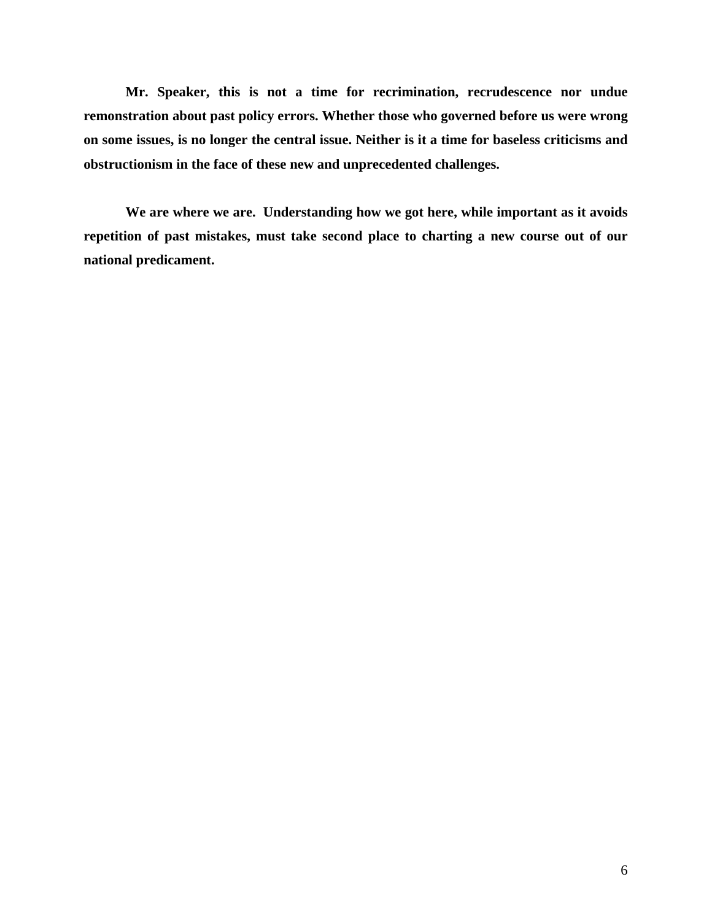**Mr. Speaker, this is not a time for recrimination, recrudescence nor undue remonstration about past policy errors. Whether those who governed before us were wrong on some issues, is no longer the central issue. Neither is it a time for baseless criticisms and obstructionism in the face of these new and unprecedented challenges.**

**We are where we are. Understanding how we got here, while important as it avoids repetition of past mistakes, must take second place to charting a new course out of our national predicament.**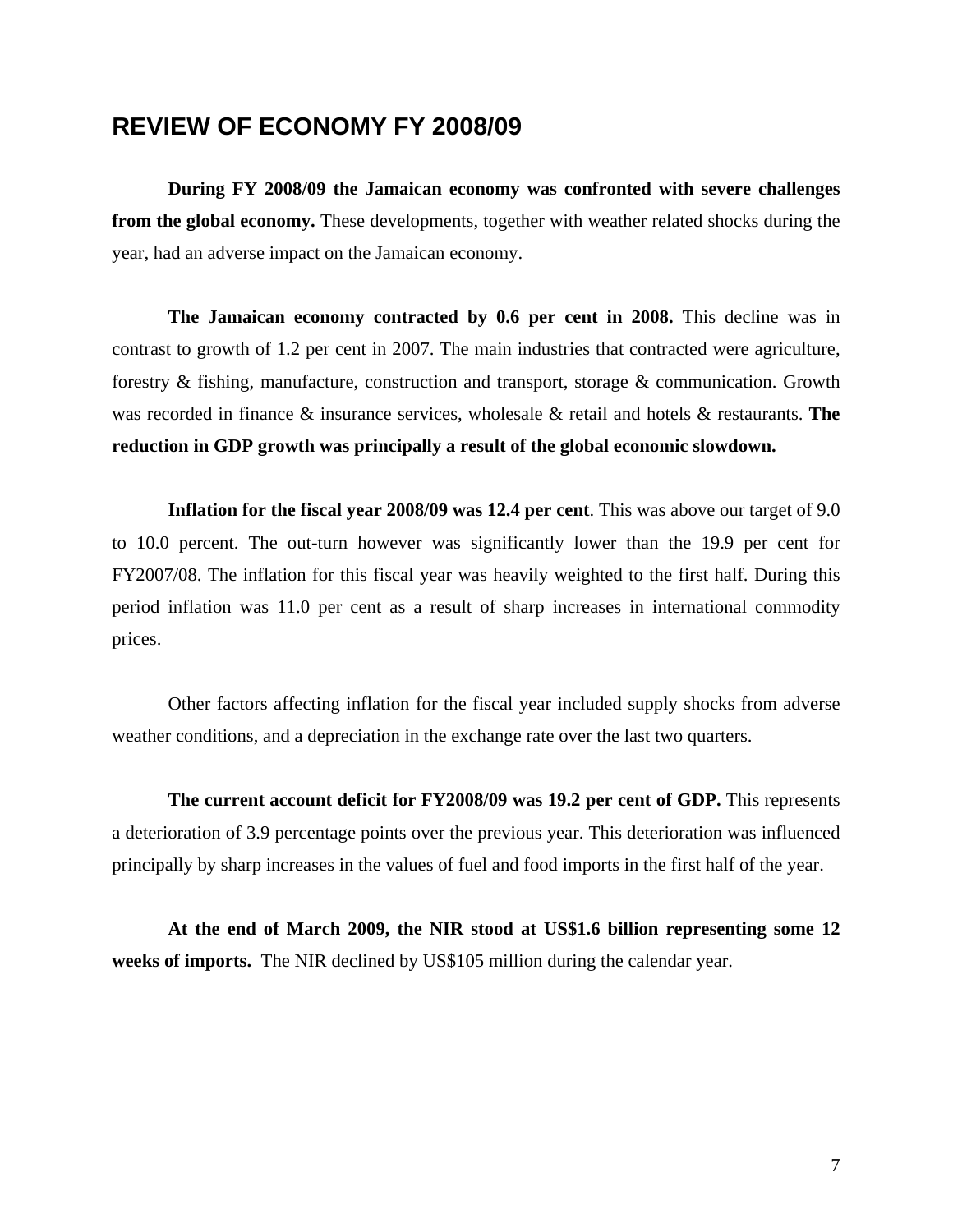## REVIEW OF ECONOMY FY 2008/09

**During FY 2008/09 the Jamaican economy was confronted with severe challenges from the global economy.** These developments, together with weather related shocks during the year, had an adverse impact on the Jamaican economy.

**The Jamaican economy contracted by 0.6 per cent in 2008.** This decline was in contrast to growth of 1.2 per cent in 2007. The main industries that contracted were agriculture, forestry & fishing, manufacture, construction and transport, storage & communication. Growth was recorded in finance & insurance services, wholesale & retail and hotels & restaurants. **The reduction in GDP growth was principally a result of the global economic slowdown.**

**Inflation for the fiscal year 2008/09 was 12.4 per cent**. This was above our target of 9.0 to 10.0 percent. The out-turn however was significantly lower than the 19.9 per cent for FY2007/08. The inflation for this fiscal year was heavily weighted to the first half. During this period inflation was 11.0 per cent as a result of sharp increases in international commodity prices.

Other factors affecting inflation for the fiscal year included supply shocks from adverse weather conditions, and a depreciation in the exchange rate over the last two quarters.

**The current account deficit for FY2008/09 was 19.2 per cent of GDP.** This represents a deterioration of 3.9 percentage points over the previous year. This deterioration was influenced principally by sharp increases in the values of fuel and food imports in the first half of the year.

**At the end of March 2009, the NIR stood at US$1.6 billion representing some 12 weeks of imports.** The NIR declined by US$105 million during the calendar year.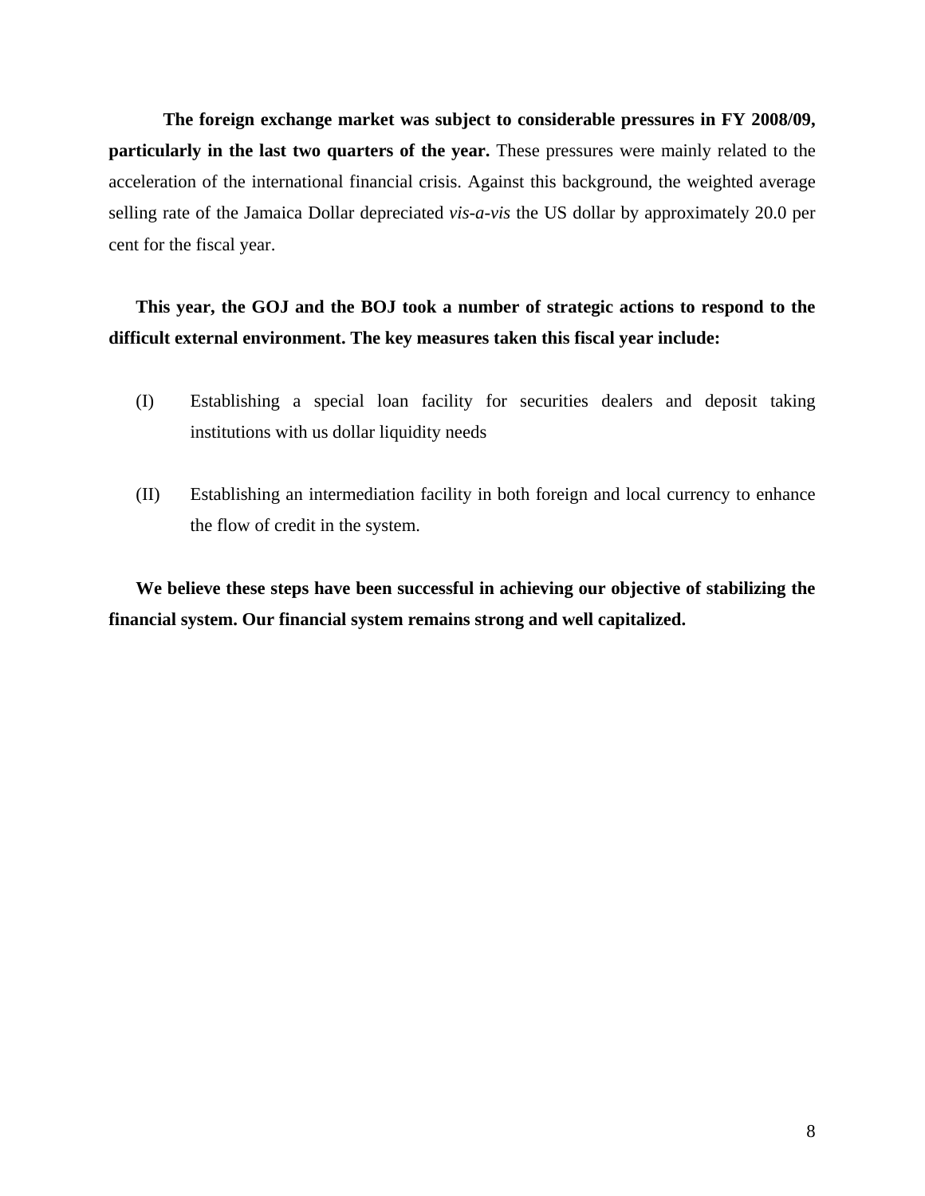**The foreign exchange market was subject to considerable pressures in FY 2008/09, particularly in the last two quarters of the year.** These pressures were mainly related to the acceleration of the international financial crisis. Against this background, the weighted average selling rate of the Jamaica Dollar depreciated *vis-a-vis* the US dollar by approximately 20.0 per cent for the fiscal year.

**This year, the GOJ and the BOJ took a number of strategic actions to respond to the difficult external environment. The key measures taken this fiscal year include:**

(I) Establishing a special loan facility for securities dealers and deposit taking institutions with us dollar liquidity needs

(II) Establishing an intermediation facility in both foreign and local currency to enhance the flow of credit in the system.

**We believe these steps have been successful in achieving our objective of stabilizing the financial system. Our financial system remains strong and well capitalized.**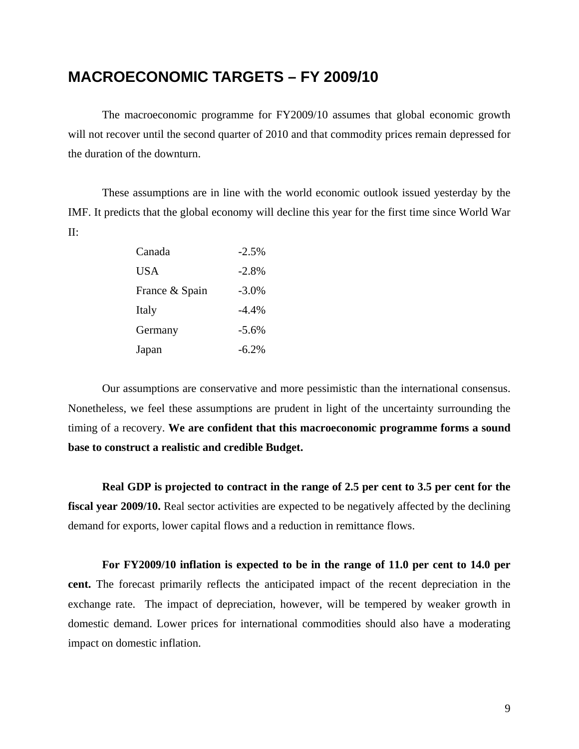## MACROECONOMIC TARGETS – FY 2009/10

The macroeconomic programme for FY2009/10 assumes that global economic growth will not recover until the second quarter of 2010 and that commodity prices remain depressed for the duration of the downturn.

These assumptions are in line with the world economic outlook issued yesterday by the IMF. It predicts that the global economy will decline this year for the first time since World War II:

| | |
|---|---|
| Canada | -2.5% |
| USA | -2.8% |
| France & Spain | -3.0% |
| Italy | -4.4% |
| Germany | -5.6% |
| Japan | -6.2% |

Our assumptions are conservative and more pessimistic than the international consensus. Nonetheless, we feel these assumptions are prudent in light of the uncertainty surrounding the timing of a recovery. **We are confident that this macroeconomic programme forms a sound base to construct a realistic and credible Budget.**

**Real GDP is projected to contract in the range of 2.5 per cent to 3.5 per cent for the fiscal year 2009/10.** Real sector activities are expected to be negatively affected by the declining demand for exports, lower capital flows and a reduction in remittance flows.

**For FY2009/10 inflation is expected to be in the range of 11.0 per cent to 14.0 per cent.** The forecast primarily reflects the anticipated impact of the recent depreciation in the exchange rate. The impact of depreciation, however, will be tempered by weaker growth in domestic demand. Lower prices for international commodities should also have a moderating impact on domestic inflation.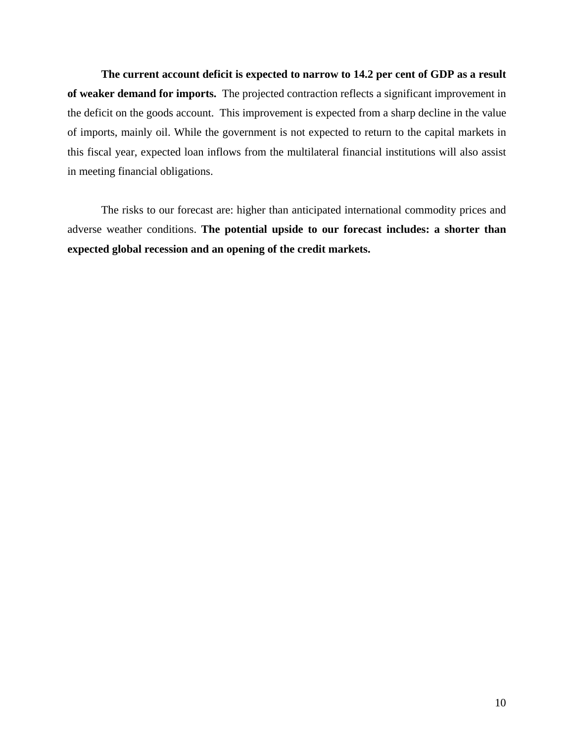**The current account deficit is expected to narrow to 14.2 per cent of GDP as a result of weaker demand for imports.** The projected contraction reflects a significant improvement in the deficit on the goods account. This improvement is expected from a sharp decline in the value of imports, mainly oil. While the government is not expected to return to the capital markets in this fiscal year, expected loan inflows from the multilateral financial institutions will also assist in meeting financial obligations.

The risks to our forecast are: higher than anticipated international commodity prices and adverse weather conditions. **The potential upside to our forecast includes: a shorter than expected global recession and an opening of the credit markets.**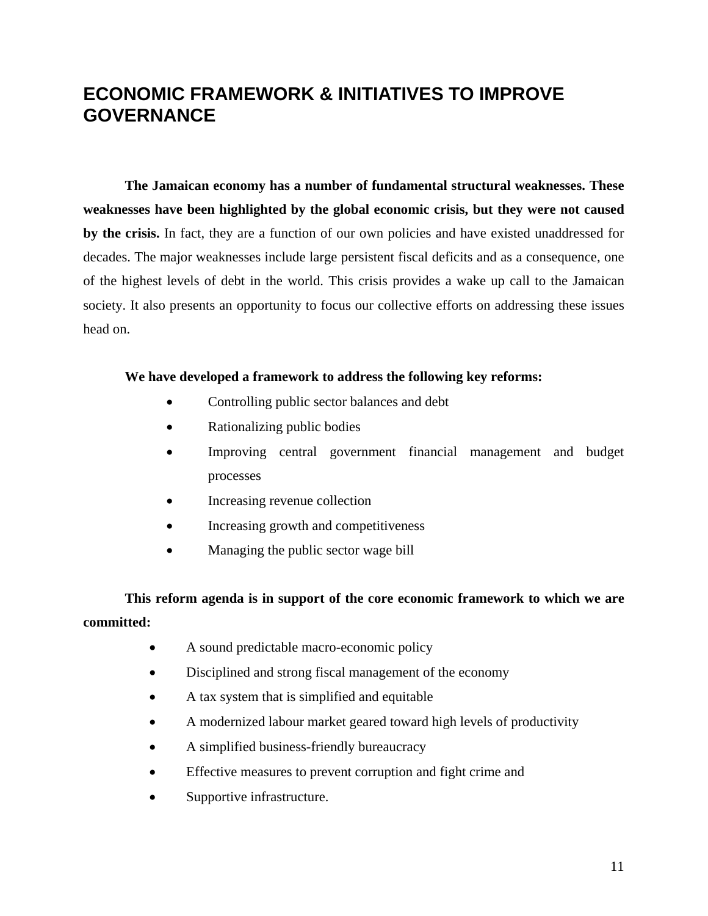# ECONOMIC FRAMEWORK & INITIATIVES TO IMPROVE GOVERNANCE

**The Jamaican economy has a number of fundamental structural weaknesses. These weaknesses have been highlighted by the global economic crisis, but they were not caused by the crisis.** In fact, they are a function of our own policies and have existed unaddressed for decades. The major weaknesses include large persistent fiscal deficits and as a consequence, one of the highest levels of debt in the world. This crisis provides a wake up call to the Jamaican society. It also presents an opportunity to focus our collective efforts on addressing these issues head on.

**We have developed a framework to address the following key reforms:**

- Controlling public sector balances and debt
- Rationalizing public bodies
- Improving central government financial management and budget processes
- Increasing revenue collection
- Increasing growth and competitiveness
- Managing the public sector wage bill

**This reform agenda is in support of the core economic framework to which we are committed:**

- A sound predictable macro-economic policy
- Disciplined and strong fiscal management of the economy
- A tax system that is simplified and equitable
- A modernized labour market geared toward high levels of productivity
- A simplified business-friendly bureaucracy
- Effective measures to prevent corruption and fight crime and
- Supportive infrastructure.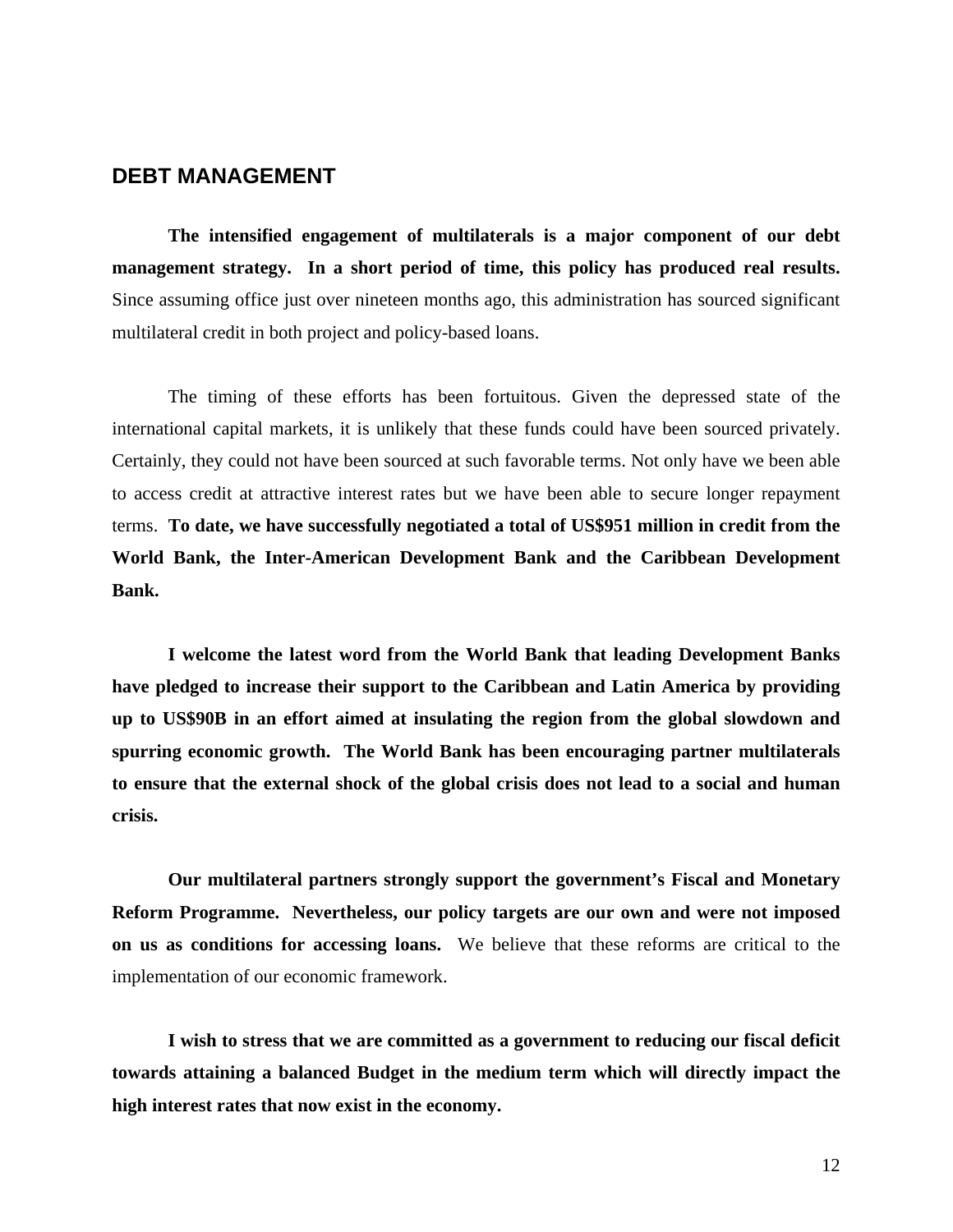## DEBT MANAGEMENT

**The intensified engagement of multilaterals is a major component of our debt management strategy. In a short period of time, this policy has produced real results.** Since assuming office just over nineteen months ago, this administration has sourced significant multilateral credit in both project and policy-based loans.

The timing of these efforts has been fortuitous. Given the depressed state of the international capital markets, it is unlikely that these funds could have been sourced privately. Certainly, they could not have been sourced at such favorable terms. Not only have we been able to access credit at attractive interest rates but we have been able to secure longer repayment terms. **To date, we have successfully negotiated a total of US$951 million in credit from the World Bank, the Inter-American Development Bank and the Caribbean Development Bank.**

**I welcome the latest word from the World Bank that leading Development Banks have pledged to increase their support to the Caribbean and Latin America by providing up to US$90B in an effort aimed at insulating the region from the global slowdown and spurring economic growth. The World Bank has been encouraging partner multilaterals to ensure that the external shock of the global crisis does not lead to a social and human crisis.**

**Our multilateral partners strongly support the government's Fiscal and Monetary Reform Programme. Nevertheless, our policy targets are our own and were not imposed on us as conditions for accessing loans.** We believe that these reforms are critical to the implementation of our economic framework.

**I wish to stress that we are committed as a government to reducing our fiscal deficit towards attaining a balanced Budget in the medium term which will directly impact the high interest rates that now exist in the economy.**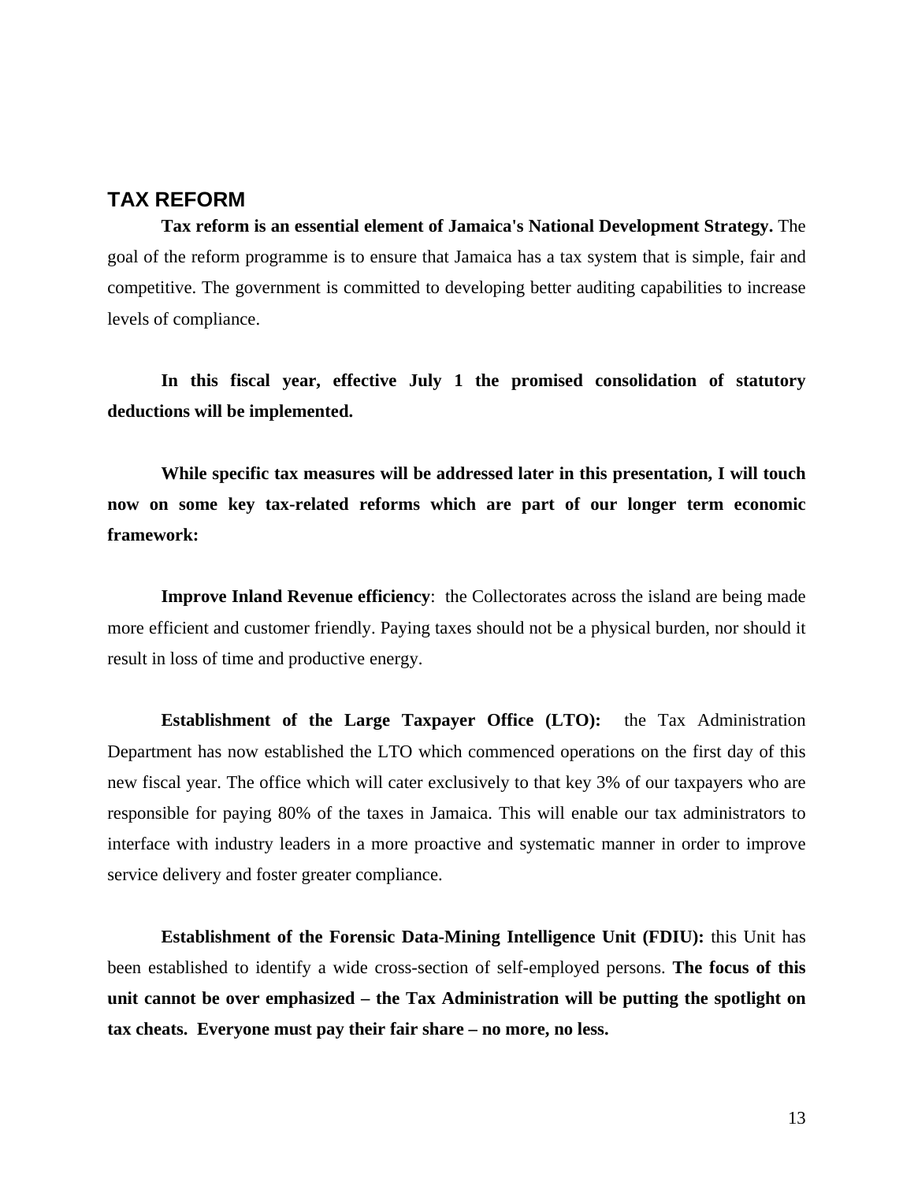## TAX REFORM

**Tax reform is an essential element of Jamaica's National Development Strategy.** The goal of the reform programme is to ensure that Jamaica has a tax system that is simple, fair and competitive. The government is committed to developing better auditing capabilities to increase levels of compliance.

**In this fiscal year, effective July 1 the promised consolidation of statutory deductions will be implemented.**

**While specific tax measures will be addressed later in this presentation, I will touch now on some key tax-related reforms which are part of our longer term economic framework:**

**Improve Inland Revenue efficiency**: the Collectorates across the island are being made more efficient and customer friendly. Paying taxes should not be a physical burden, nor should it result in loss of time and productive energy.

**Establishment of the Large Taxpayer Office (LTO):** the Tax Administration Department has now established the LTO which commenced operations on the first day of this new fiscal year. The office which will cater exclusively to that key 3% of our taxpayers who are responsible for paying 80% of the taxes in Jamaica. This will enable our tax administrators to interface with industry leaders in a more proactive and systematic manner in order to improve service delivery and foster greater compliance.

**Establishment of the Forensic Data-Mining Intelligence Unit (FDIU):** this Unit has been established to identify a wide cross-section of self-employed persons. **The focus of this unit cannot be over emphasized – the Tax Administration will be putting the spotlight on tax cheats. Everyone must pay their fair share – no more, no less.**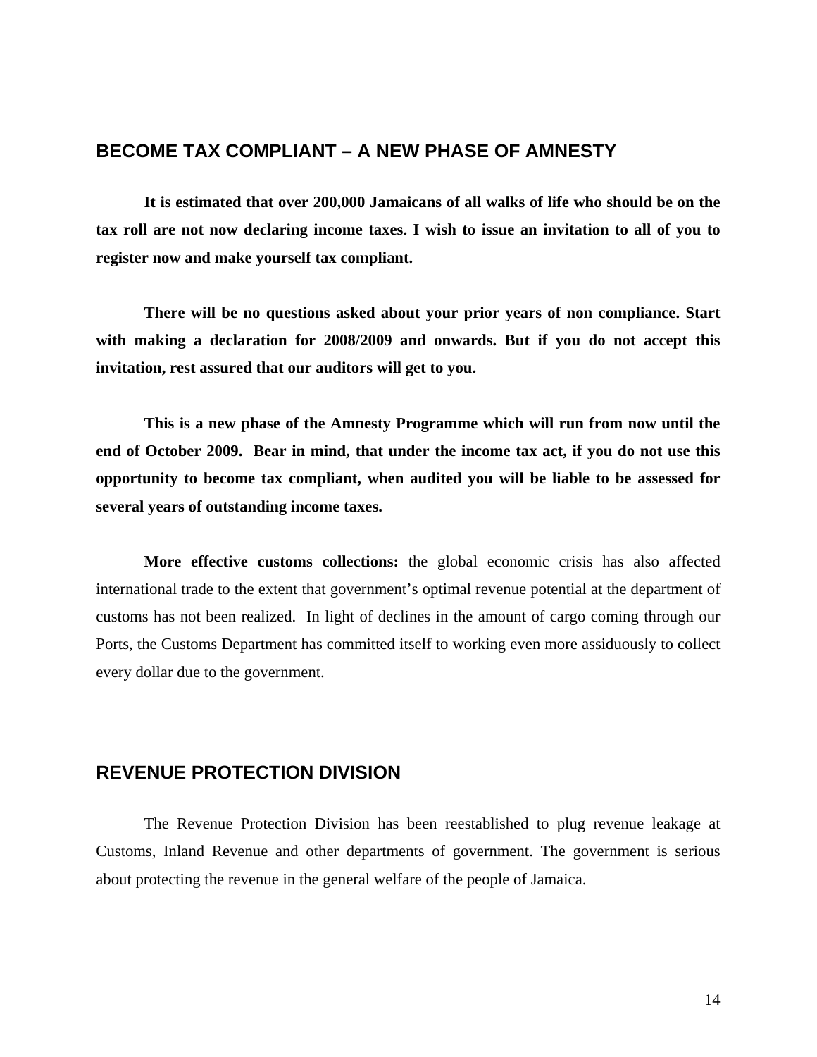## BECOME TAX COMPLIANT – A NEW PHASE OF AMNESTY

**It is estimated that over 200,000 Jamaicans of all walks of life who should be on the tax roll are not now declaring income taxes. I wish to issue an invitation to all of you to register now and make yourself tax compliant.**

**There will be no questions asked about your prior years of non compliance. Start with making a declaration for 2008/2009 and onwards. But if you do not accept this invitation, rest assured that our auditors will get to you.**

**This is a new phase of the Amnesty Programme which will run from now until the end of October 2009. Bear in mind, that under the income tax act, if you do not use this opportunity to become tax compliant, when audited you will be liable to be assessed for several years of outstanding income taxes.**

**More effective customs collections:** the global economic crisis has also affected international trade to the extent that government's optimal revenue potential at the department of customs has not been realized. In light of declines in the amount of cargo coming through our Ports, the Customs Department has committed itself to working even more assiduously to collect every dollar due to the government.

## REVENUE PROTECTION DIVISION

The Revenue Protection Division has been reestablished to plug revenue leakage at Customs, Inland Revenue and other departments of government. The government is serious about protecting the revenue in the general welfare of the people of Jamaica.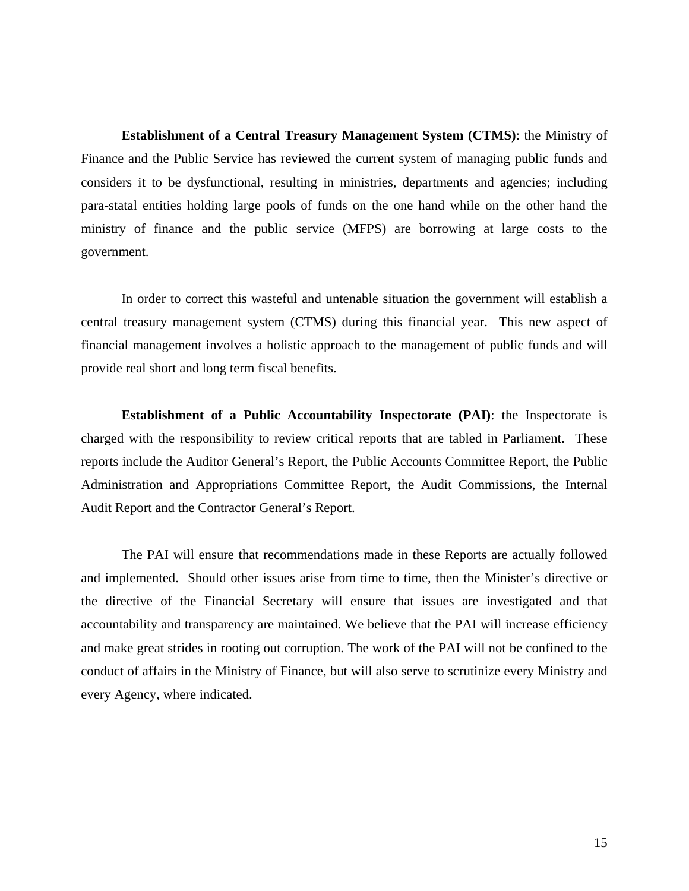**Establishment of a Central Treasury Management System (CTMS)**: the Ministry of Finance and the Public Service has reviewed the current system of managing public funds and considers it to be dysfunctional, resulting in ministries, departments and agencies; including para-statal entities holding large pools of funds on the one hand while on the other hand the ministry of finance and the public service (MFPS) are borrowing at large costs to the government.

In order to correct this wasteful and untenable situation the government will establish a central treasury management system (CTMS) during this financial year. This new aspect of financial management involves a holistic approach to the management of public funds and will provide real short and long term fiscal benefits.

**Establishment of a Public Accountability Inspectorate (PAI)**: the Inspectorate is charged with the responsibility to review critical reports that are tabled in Parliament. These reports include the Auditor General's Report, the Public Accounts Committee Report, the Public Administration and Appropriations Committee Report, the Audit Commissions, the Internal Audit Report and the Contractor General's Report.

The PAI will ensure that recommendations made in these Reports are actually followed and implemented. Should other issues arise from time to time, then the Minister's directive or the directive of the Financial Secretary will ensure that issues are investigated and that accountability and transparency are maintained. We believe that the PAI will increase efficiency and make great strides in rooting out corruption. The work of the PAI will not be confined to the conduct of affairs in the Ministry of Finance, but will also serve to scrutinize every Ministry and every Agency, where indicated.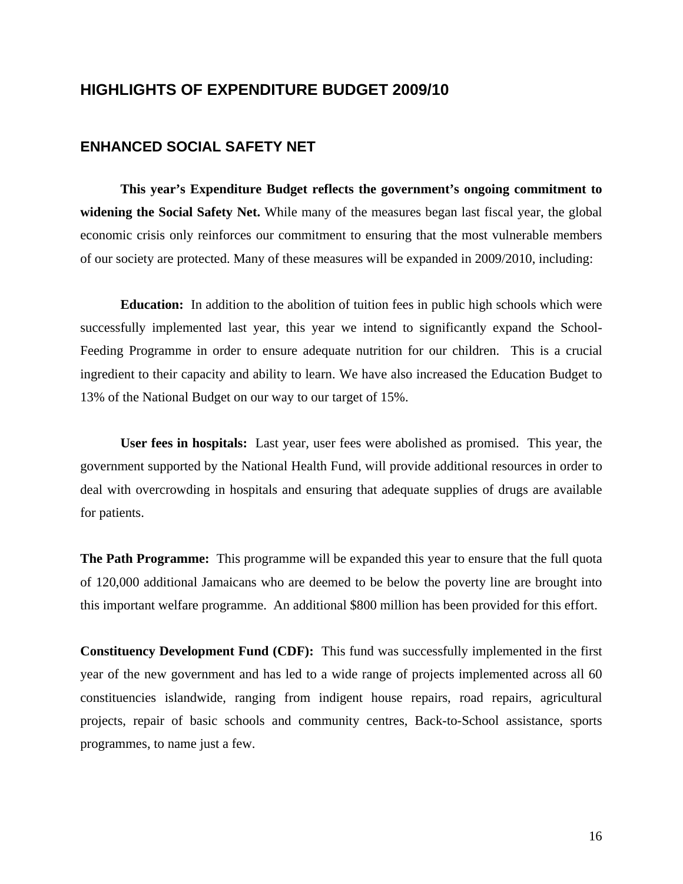## HIGHLIGHTS OF EXPENDITURE BUDGET 2009/10

### ENHANCED SOCIAL SAFETY NET

**This year's Expenditure Budget reflects the government's ongoing commitment to widening the Social Safety Net.** While many of the measures began last fiscal year, the global economic crisis only reinforces our commitment to ensuring that the most vulnerable members of our society are protected. Many of these measures will be expanded in 2009/2010, including:

**Education:** In addition to the abolition of tuition fees in public high schools which were successfully implemented last year, this year we intend to significantly expand the School-Feeding Programme in order to ensure adequate nutrition for our children. This is a crucial ingredient to their capacity and ability to learn. We have also increased the Education Budget to 13% of the National Budget on our way to our target of 15%.

**User fees in hospitals:** Last year, user fees were abolished as promised. This year, the government supported by the National Health Fund, will provide additional resources in order to deal with overcrowding in hospitals and ensuring that adequate supplies of drugs are available for patients.

**The Path Programme:** This programme will be expanded this year to ensure that the full quota of 120,000 additional Jamaicans who are deemed to be below the poverty line are brought into this important welfare programme. An additional $800 million has been provided for this effort.

**Constituency Development Fund (CDF):** This fund was successfully implemented in the first year of the new government and has led to a wide range of projects implemented across all 60 constituencies islandwide, ranging from indigent house repairs, road repairs, agricultural projects, repair of basic schools and community centres, Back-to-School assistance, sports programmes, to name just a few.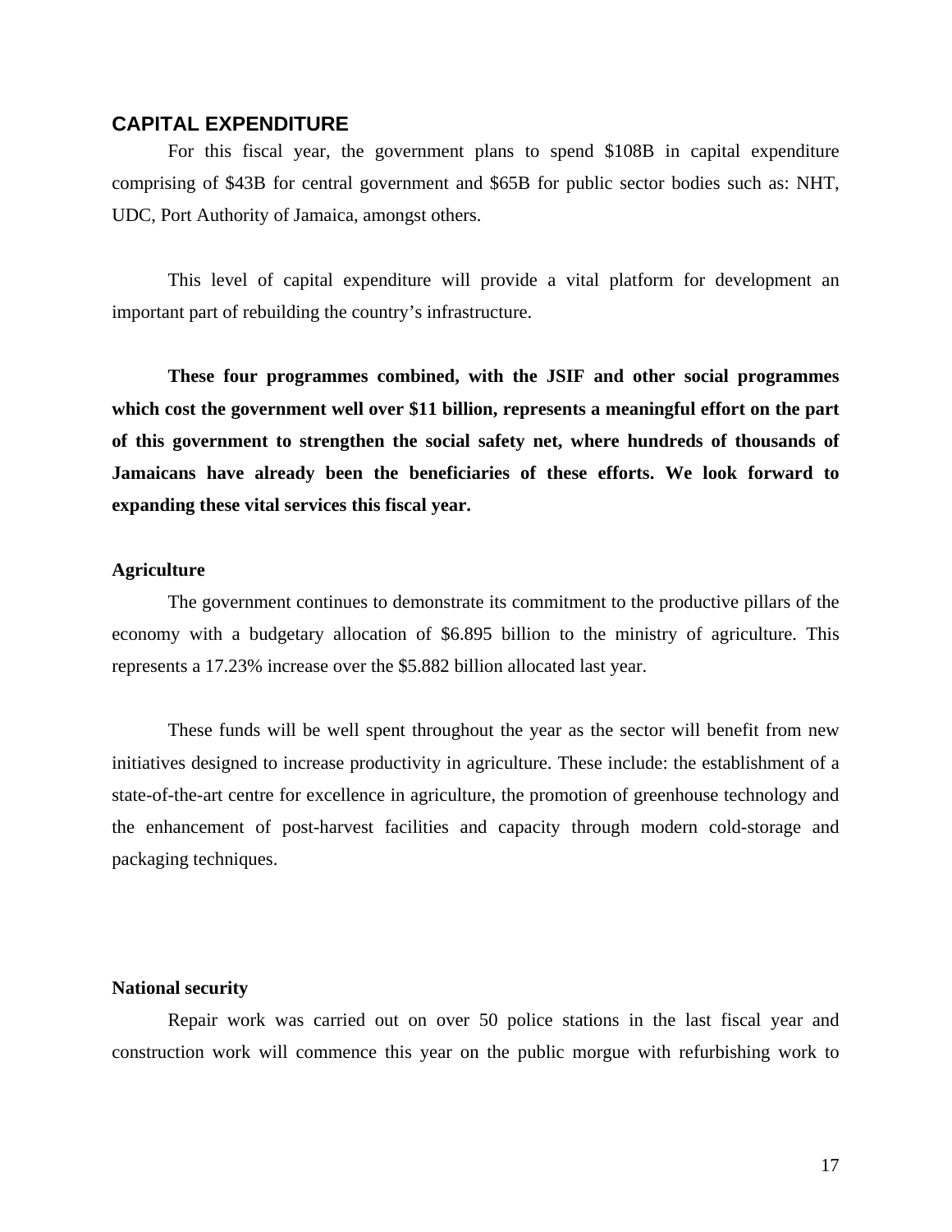## CAPITAL EXPENDITURE

For this fiscal year, the government plans to spend $108B in capital expenditure comprising of $43B for central government and $65B for public sector bodies such as: NHT, UDC, Port Authority of Jamaica, amongst others.

This level of capital expenditure will provide a vital platform for development an important part of rebuilding the country's infrastructure.

**These four programmes combined, with the JSIF and other social programmes which cost the government well over $11 billion, represents a meaningful effort on the part of this government to strengthen the social safety net, where hundreds of thousands of Jamaicans have already been the beneficiaries of these efforts. We look forward to expanding these vital services this fiscal year.**

### Agriculture

The government continues to demonstrate its commitment to the productive pillars of the economy with a budgetary allocation of $6.895 billion to the ministry of agriculture. This represents a 17.23% increase over the $5.882 billion allocated last year.

These funds will be well spent throughout the year as the sector will benefit from new initiatives designed to increase productivity in agriculture. These include: the establishment of a state-of-the-art centre for excellence in agriculture, the promotion of greenhouse technology and the enhancement of post-harvest facilities and capacity through modern cold-storage and packaging techniques.

### National security

Repair work was carried out on over 50 police stations in the last fiscal year and construction work will commence this year on the public morgue with refurbishing work to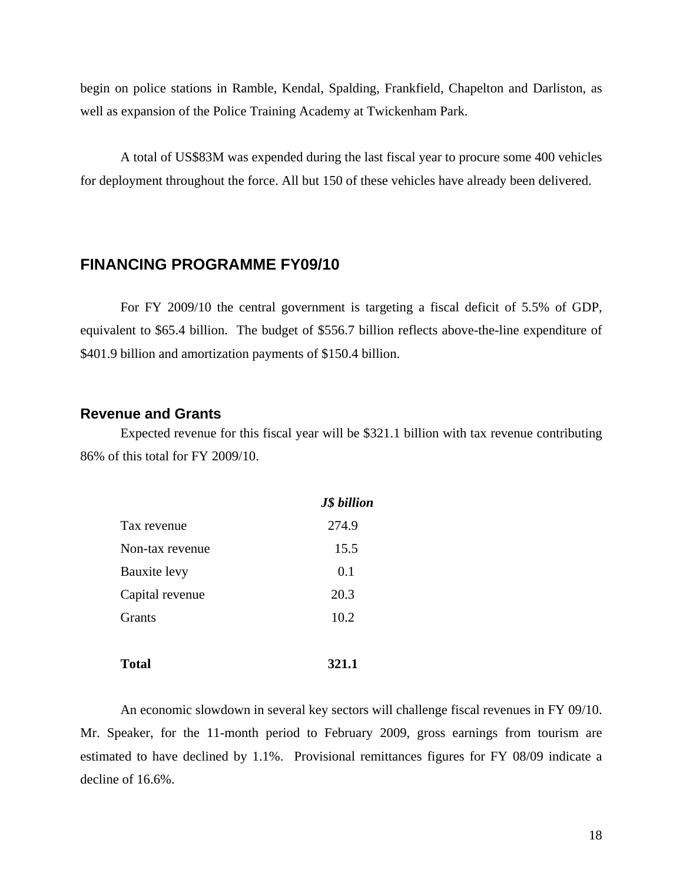begin on police stations in Ramble, Kendal, Spalding, Frankfield, Chapelton and Darliston, as well as expansion of the Police Training Academy at Twickenham Park.

A total of US$83M was expended during the last fiscal year to procure some 400 vehicles for deployment throughout the force. All but 150 of these vehicles have already been delivered.

## FINANCING PROGRAMME FY09/10

For FY 2009/10 the central government is targeting a fiscal deficit of 5.5% of GDP, equivalent to $65.4 billion. The budget of $556.7 billion reflects above-the-line expenditure of $401.9 billion and amortization payments of $150.4 billion.

### Revenue and Grants

Expected revenue for this fiscal year will be $321.1 billion with tax revenue contributing 86% of this total for FY 2009/10.

| | ***J$ billion*** |
|---|---|
| Tax revenue | 274.9 |
| Non-tax revenue | 15.5 |
| Bauxite levy | 0.1 |
| Capital revenue | 20.3 |
| Grants | 10.2 |
| **Total** | **321.1** |

An economic slowdown in several key sectors will challenge fiscal revenues in FY 09/10. Mr. Speaker, for the 11-month period to February 2009, gross earnings from tourism are estimated to have declined by 1.1%. Provisional remittances figures for FY 08/09 indicate a decline of 16.6%.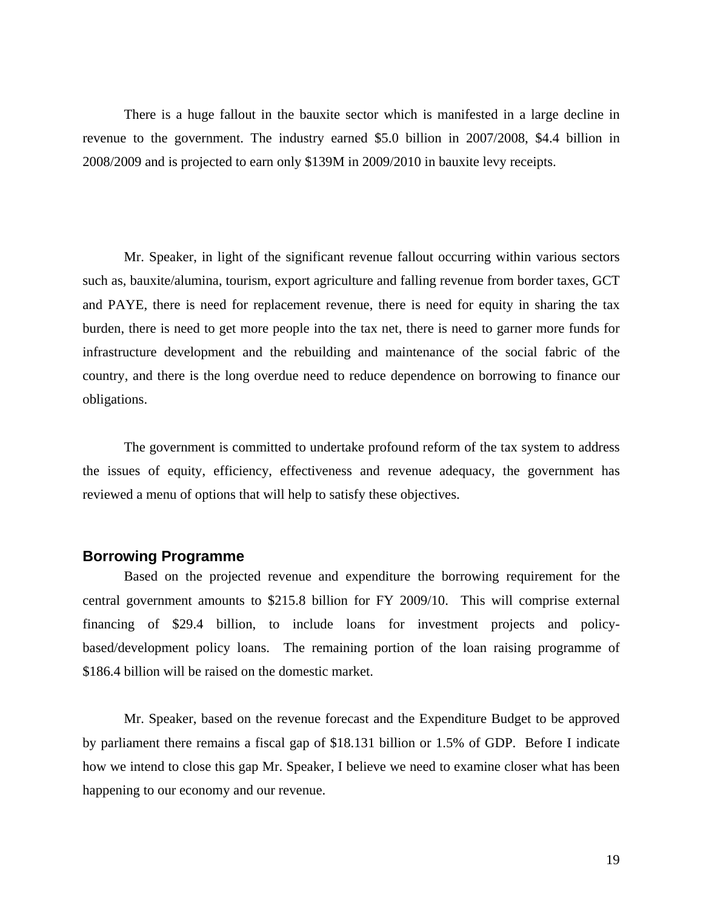There is a huge fallout in the bauxite sector which is manifested in a large decline in revenue to the government. The industry earned $5.0 billion in 2007/2008, $4.4 billion in 2008/2009 and is projected to earn only $139M in 2009/2010 in bauxite levy receipts.

Mr. Speaker, in light of the significant revenue fallout occurring within various sectors such as, bauxite/alumina, tourism, export agriculture and falling revenue from border taxes, GCT and PAYE, there is need for replacement revenue, there is need for equity in sharing the tax burden, there is need to get more people into the tax net, there is need to garner more funds for infrastructure development and the rebuilding and maintenance of the social fabric of the country, and there is the long overdue need to reduce dependence on borrowing to finance our obligations.

The government is committed to undertake profound reform of the tax system to address the issues of equity, efficiency, effectiveness and revenue adequacy, the government has reviewed a menu of options that will help to satisfy these objectives.

## Borrowing Programme

Based on the projected revenue and expenditure the borrowing requirement for the central government amounts to $215.8 billion for FY 2009/10. This will comprise external financing of $29.4 billion, to include loans for investment projects and policy-based/development policy loans. The remaining portion of the loan raising programme of $186.4 billion will be raised on the domestic market.

Mr. Speaker, based on the revenue forecast and the Expenditure Budget to be approved by parliament there remains a fiscal gap of $18.131 billion or 1.5% of GDP. Before I indicate how we intend to close this gap Mr. Speaker, I believe we need to examine closer what has been happening to our economy and our revenue.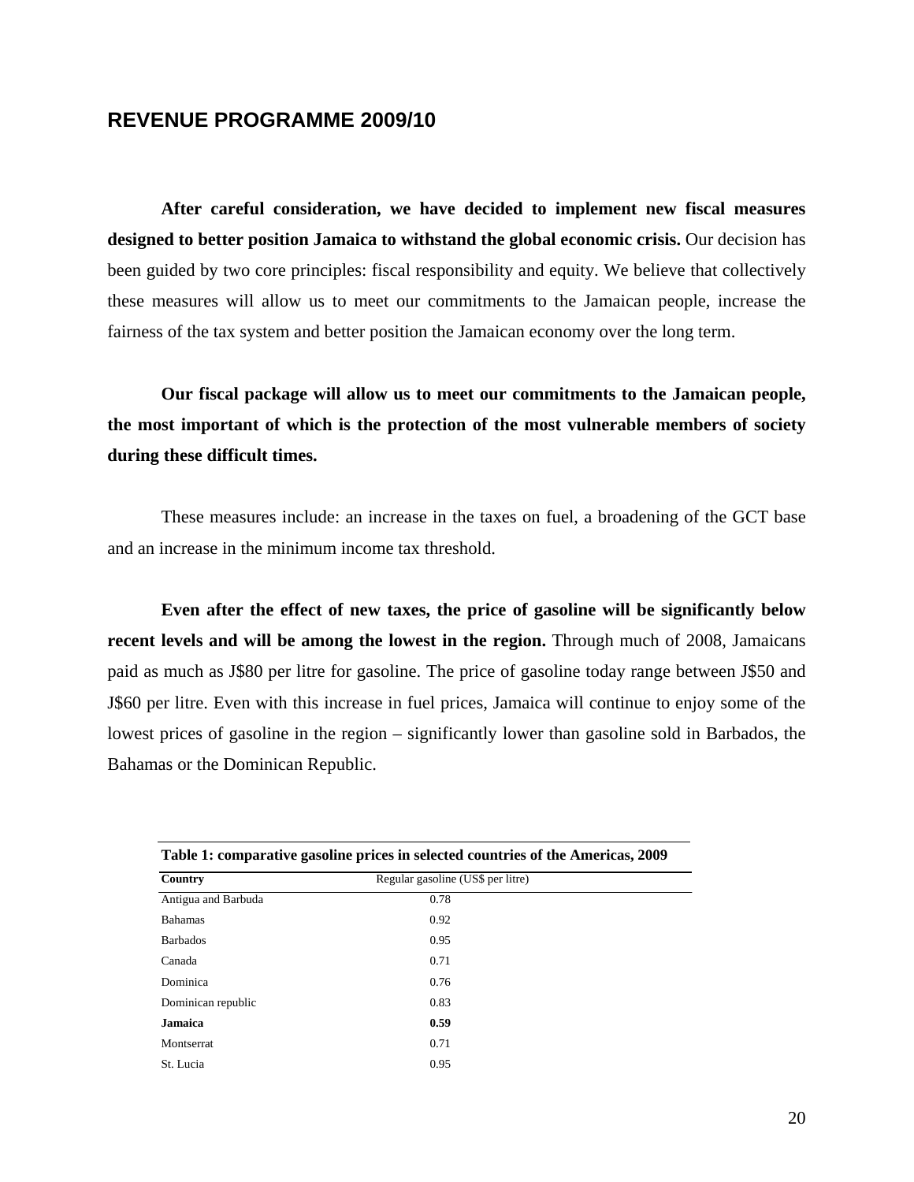## REVENUE PROGRAMME 2009/10

**After careful consideration, we have decided to implement new fiscal measures designed to better position Jamaica to withstand the global economic crisis.** Our decision has been guided by two core principles: fiscal responsibility and equity. We believe that collectively these measures will allow us to meet our commitments to the Jamaican people, increase the fairness of the tax system and better position the Jamaican economy over the long term.

**Our fiscal package will allow us to meet our commitments to the Jamaican people, the most important of which is the protection of the most vulnerable members of society during these difficult times.**

These measures include: an increase in the taxes on fuel, a broadening of the GCT base and an increase in the minimum income tax threshold.

**Even after the effect of new taxes, the price of gasoline will be significantly below recent levels and will be among the lowest in the region.** Through much of 2008, Jamaicans paid as much as J$80 per litre for gasoline. The price of gasoline today range between J$50 and J$60 per litre. Even with this increase in fuel prices, Jamaica will continue to enjoy some of the lowest prices of gasoline in the region – significantly lower than gasoline sold in Barbados, the Bahamas or the Dominican Republic.

**Table 1: comparative gasoline prices in selected countries of the Americas, 2009**

| Country | Regular gasoline (US$ per litre) |
|---|---|
| Antigua and Barbuda | 0.78 |
| Bahamas | 0.92 |
| Barbados | 0.95 |
| Canada | 0.71 |
| Dominica | 0.76 |
| Dominican republic | 0.83 |
| **Jamaica** | **0.59** |
| Montserrat | 0.71 |
| St. Lucia | 0.95 |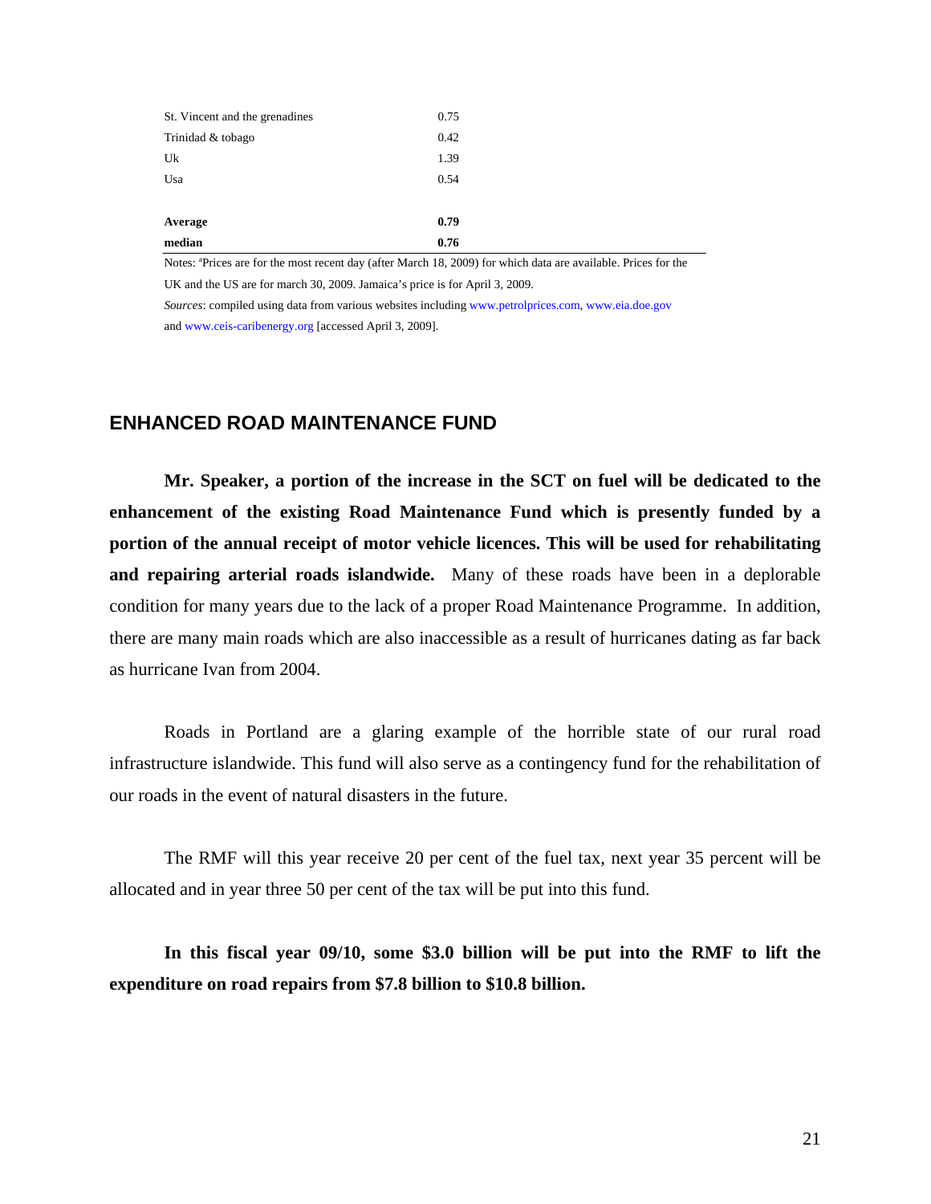| | |
|---|---|
| St. Vincent and the grenadines | 0.75 |
| Trinidad & tobago | 0.42 |
| Uk | 1.39 |
| Usa | 0.54 |
| | |
| **Average** | **0.79** |
| **median** | **0.76** |

Notes: [a]Prices are for the most recent day (after March 18, 2009) for which data are available. Prices for the UK and the US are for march 30, 2009. Jamaica's price is for April 3, 2009.

*Sources*: compiled using data from various websites including www.petrolprices.com, www.eia.doe.gov and www.ceis-caribenergy.org [accessed April 3, 2009].

## ENHANCED ROAD MAINTENANCE FUND

**Mr. Speaker, a portion of the increase in the SCT on fuel will be dedicated to the enhancement of the existing Road Maintenance Fund which is presently funded by a portion of the annual receipt of motor vehicle licences. This will be used for rehabilitating and repairing arterial roads islandwide.** Many of these roads have been in a deplorable condition for many years due to the lack of a proper Road Maintenance Programme. In addition, there are many main roads which are also inaccessible as a result of hurricanes dating as far back as hurricane Ivan from 2004.

Roads in Portland are a glaring example of the horrible state of our rural road infrastructure islandwide. This fund will also serve as a contingency fund for the rehabilitation of our roads in the event of natural disasters in the future.

The RMF will this year receive 20 per cent of the fuel tax, next year 35 percent will be allocated and in year three 50 per cent of the tax will be put into this fund.

**In this fiscal year 09/10, some $3.0 billion will be put into the RMF to lift the expenditure on road repairs from $7.8 billion to $10.8 billion.**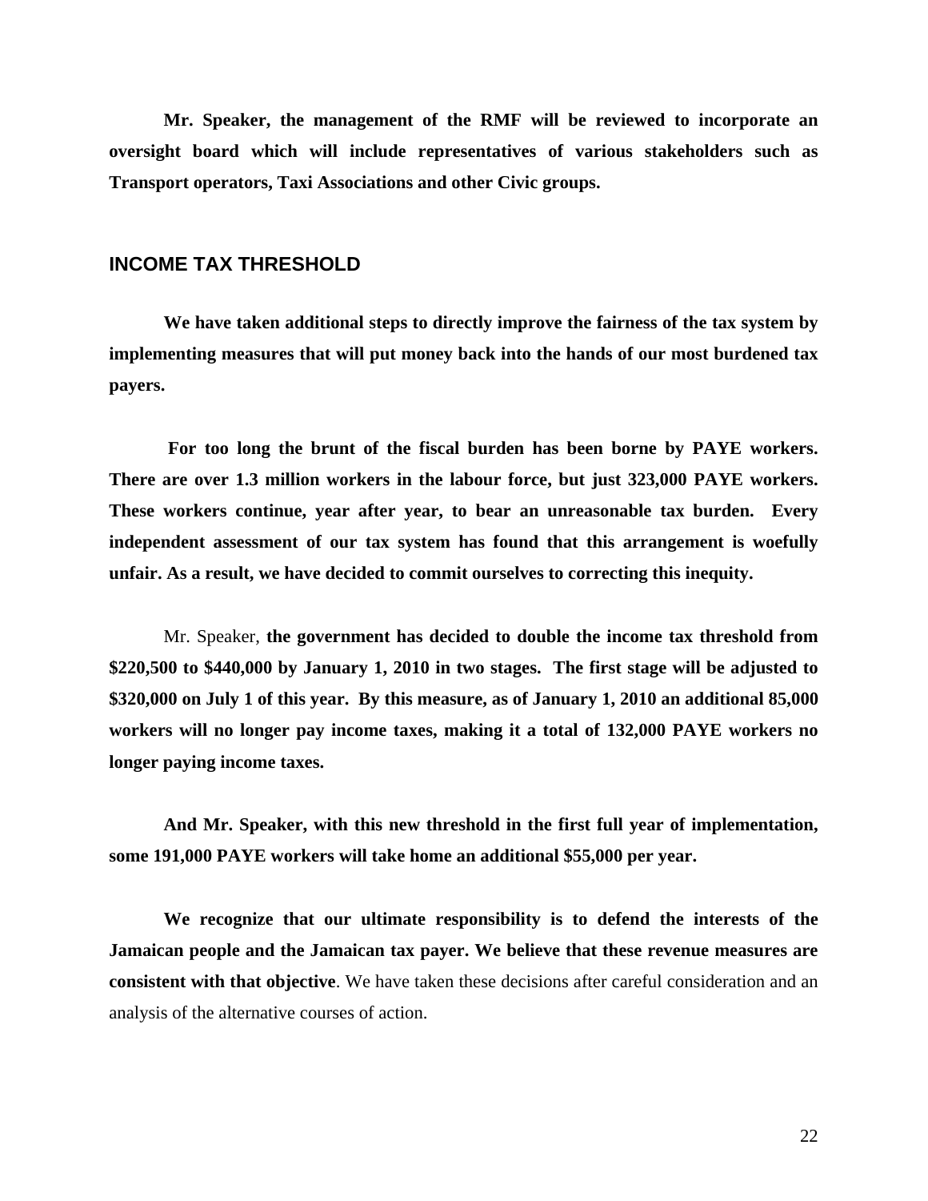**Mr. Speaker, the management of the RMF will be reviewed to incorporate an oversight board which will include representatives of various stakeholders such as Transport operators, Taxi Associations and other Civic groups.**

## INCOME TAX THRESHOLD

**We have taken additional steps to directly improve the fairness of the tax system by implementing measures that will put money back into the hands of our most burdened tax payers.**

**For too long the brunt of the fiscal burden has been borne by PAYE workers. There are over 1.3 million workers in the labour force, but just 323,000 PAYE workers. These workers continue, year after year, to bear an unreasonable tax burden. Every independent assessment of our tax system has found that this arrangement is woefully unfair. As a result, we have decided to commit ourselves to correcting this inequity.**

Mr. Speaker, **the government has decided to double the income tax threshold from $220,500 to $440,000 by January 1, 2010 in two stages. The first stage will be adjusted to $320,000 on July 1 of this year. By this measure, as of January 1, 2010 an additional 85,000 workers will no longer pay income taxes, making it a total of 132,000 PAYE workers no longer paying income taxes.**

**And Mr. Speaker, with this new threshold in the first full year of implementation, some 191,000 PAYE workers will take home an additional $55,000 per year.**

**We recognize that our ultimate responsibility is to defend the interests of the Jamaican people and the Jamaican tax payer. We believe that these revenue measures are consistent with that objective**. We have taken these decisions after careful consideration and an analysis of the alternative courses of action.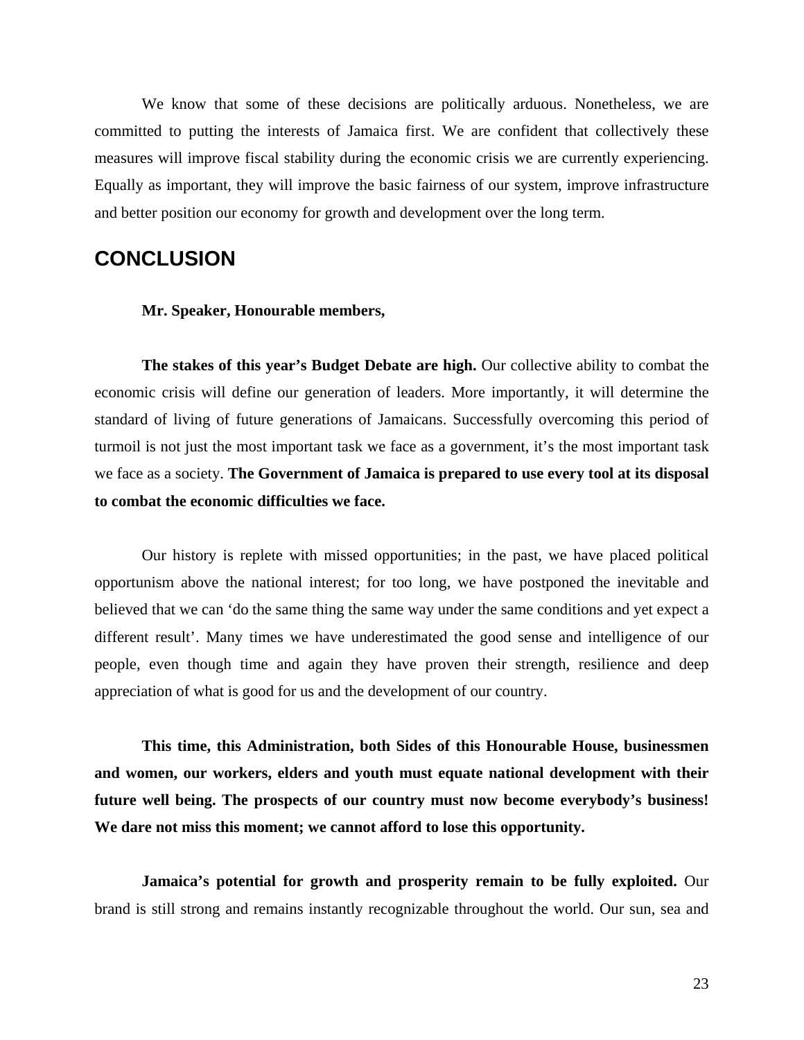We know that some of these decisions are politically arduous. Nonetheless, we are committed to putting the interests of Jamaica first. We are confident that collectively these measures will improve fiscal stability during the economic crisis we are currently experiencing. Equally as important, they will improve the basic fairness of our system, improve infrastructure and better position our economy for growth and development over the long term.

## CONCLUSION

**Mr. Speaker, Honourable members,**

**The stakes of this year's Budget Debate are high.** Our collective ability to combat the economic crisis will define our generation of leaders. More importantly, it will determine the standard of living of future generations of Jamaicans. Successfully overcoming this period of turmoil is not just the most important task we face as a government, it's the most important task we face as a society. **The Government of Jamaica is prepared to use every tool at its disposal to combat the economic difficulties we face.**

Our history is replete with missed opportunities; in the past, we have placed political opportunism above the national interest; for too long, we have postponed the inevitable and believed that we can 'do the same thing the same way under the same conditions and yet expect a different result'. Many times we have underestimated the good sense and intelligence of our people, even though time and again they have proven their strength, resilience and deep appreciation of what is good for us and the development of our country.

**This time, this Administration, both Sides of this Honourable House, businessmen and women, our workers, elders and youth must equate national development with their future well being. The prospects of our country must now become everybody's business! We dare not miss this moment; we cannot afford to lose this opportunity.**

**Jamaica's potential for growth and prosperity remain to be fully exploited.** Our brand is still strong and remains instantly recognizable throughout the world. Our sun, sea and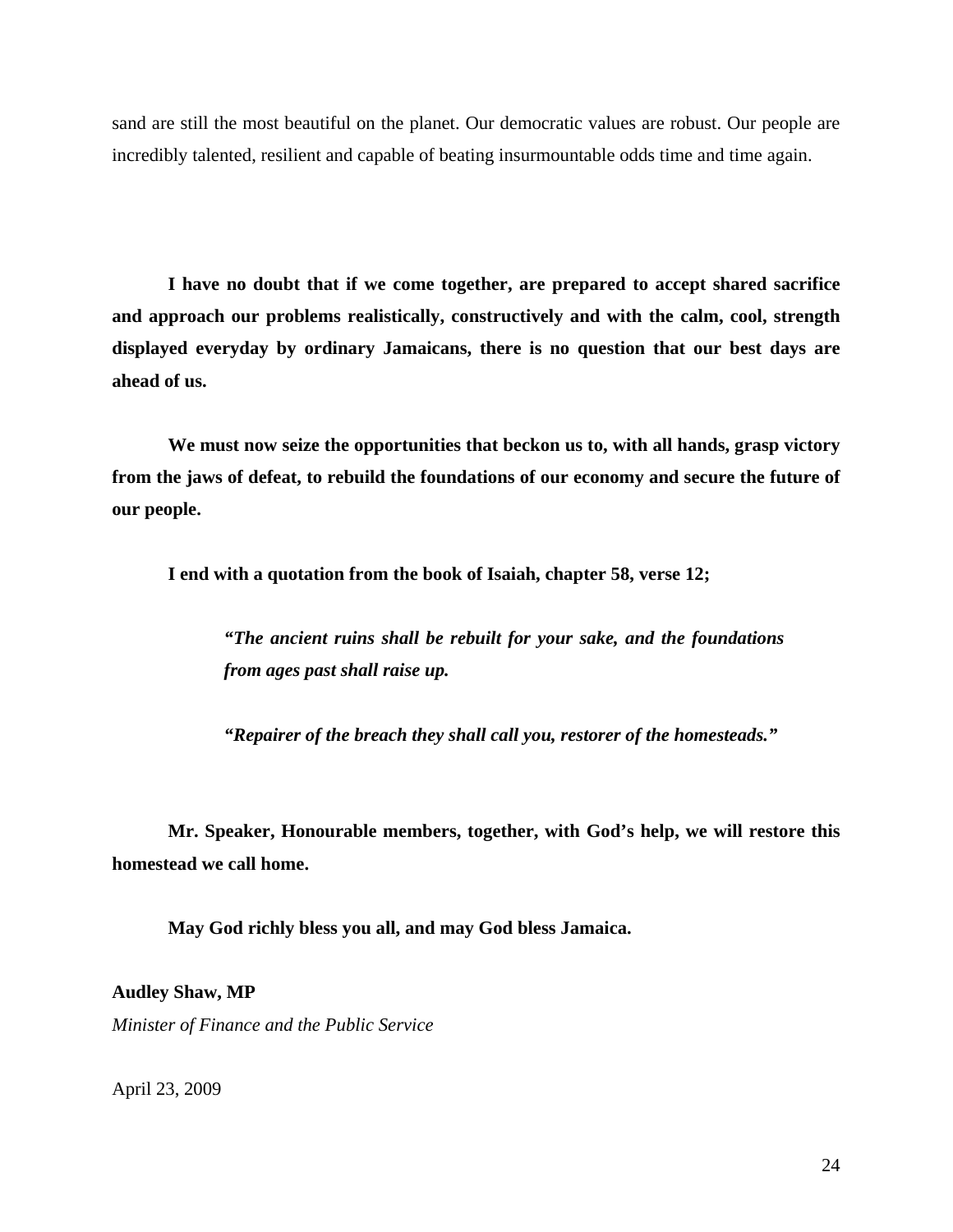sand are still the most beautiful on the planet. Our democratic values are robust. Our people are incredibly talented, resilient and capable of beating insurmountable odds time and time again.

**I have no doubt that if we come together, are prepared to accept shared sacrifice and approach our problems realistically, constructively and with the calm, cool, strength displayed everyday by ordinary Jamaicans, there is no question that our best days are ahead of us.**

**We must now seize the opportunities that beckon us to, with all hands, grasp victory from the jaws of defeat, to rebuild the foundations of our economy and secure the future of our people.**

**I end with a quotation from the book of Isaiah, chapter 58, verse 12;**

> ***"The ancient ruins shall be rebuilt for your sake, and the foundations from ages past shall raise up.***
>
> ***"Repairer of the breach they shall call you, restorer of the homesteads."***

**Mr. Speaker, Honourable members, together, with God's help, we will restore this homestead we call home.**

**May God richly bless you all, and may God bless Jamaica.**

**Audley Shaw, MP**
*Minister of Finance and the Public Service*

April 23, 2009